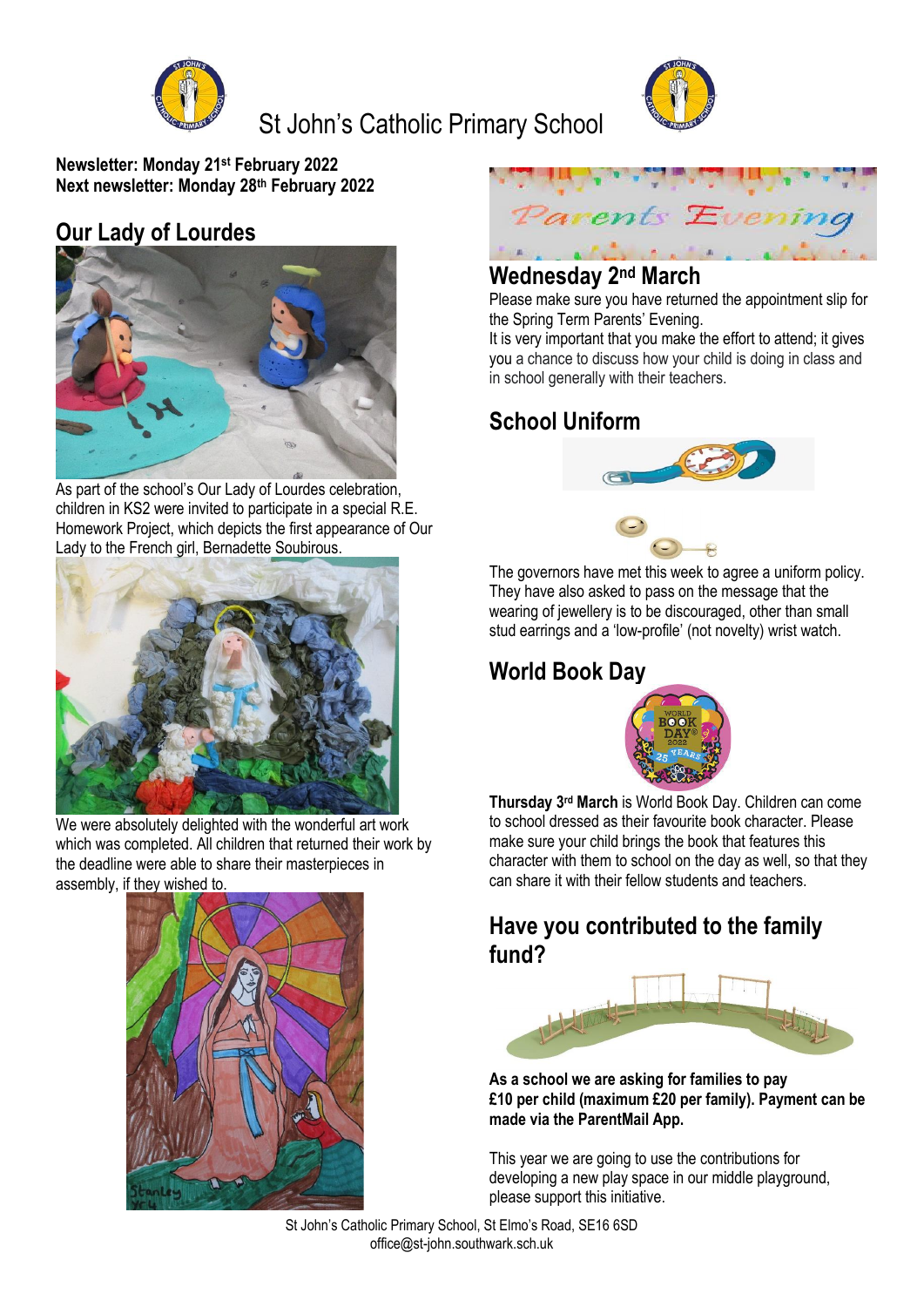# St John's Catholic Primary School

**Newsletter: Monday 21st February 2022**
**Next newsletter: Monday 28th February 2022**

## Our Lady of Lourdes

As part of the school's Our Lady of Lourdes celebration, children in KS2 were invited to participate in a special R.E. Homework Project, which depicts the first appearance of Our Lady to the French girl, Bernadette Soubirous.

We were absolutely delighted with the wonderful art work which was completed. All children that returned their work by the deadline were able to share their masterpieces in assembly, if they wished to.

## Parents Evening

## Wednesday 2nd March

Please make sure you have returned the appointment slip for the Spring Term Parents' Evening.
It is very important that you make the effort to attend; it gives you a chance to discuss how your child is doing in class and in school generally with their teachers.

## School Uniform

The governors have met this week to agree a uniform policy. They have also asked to pass on the message that the wearing of jewellery is to be discouraged, other than small stud earrings and a 'low-profile' (not novelty) wrist watch.

## World Book Day

**Thursday 3rd March** is World Book Day. Children can come to school dressed as their favourite book character. Please make sure your child brings the book that features this character with them to school on the day as well, so that they can share it with their fellow students and teachers.

## Have you contributed to the family fund?

**As a school we are asking for families to pay £10 per child (maximum £20 per family). Payment can be made via the ParentMail App.**

This year we are going to use the contributions for developing a new play space in our middle playground, please support this initiative.

St John's Catholic Primary School, St Elmo's Road, SE16 6SD
office@st-john.southwark.sch.uk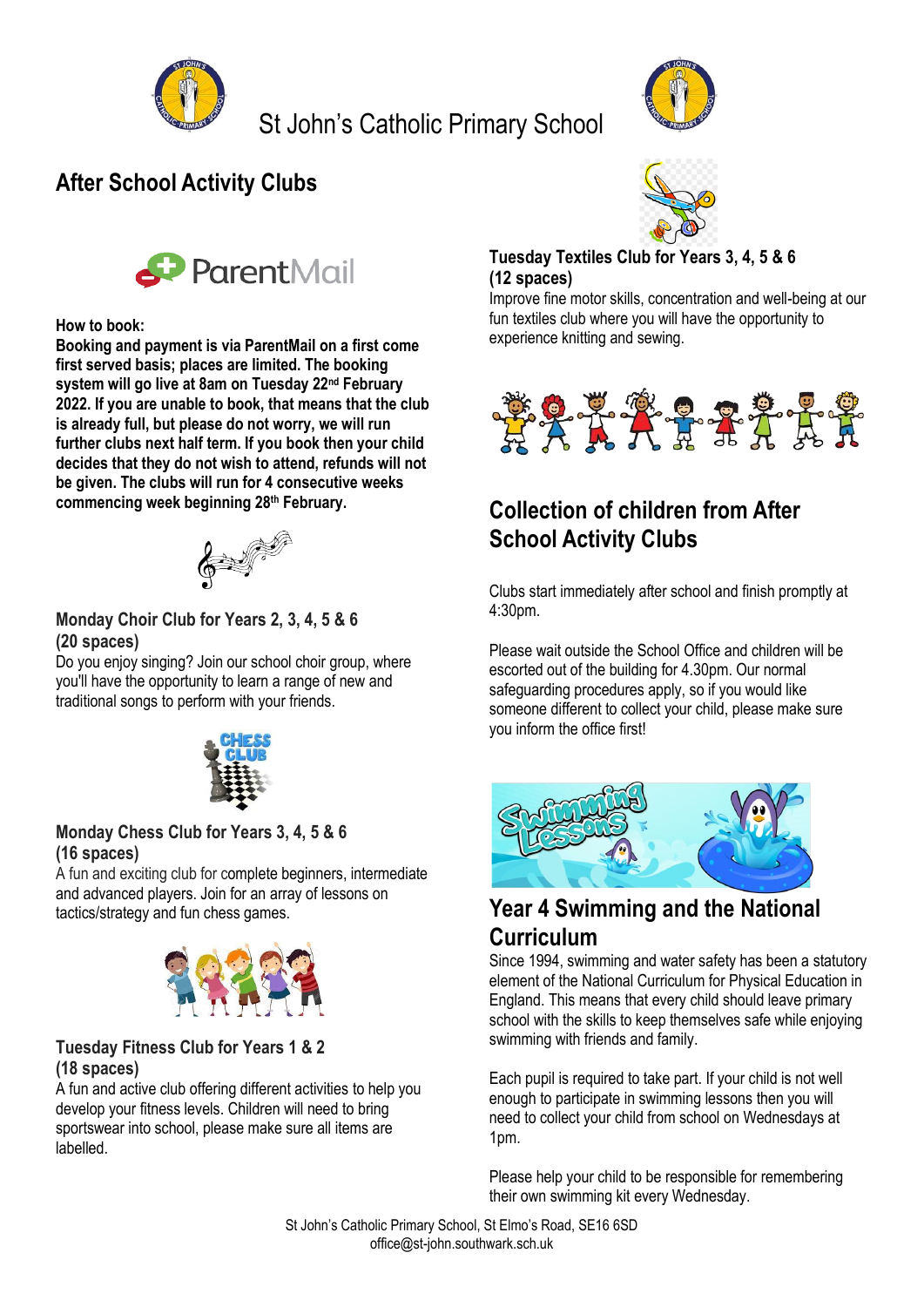# St John's Catholic Primary School

## After School Activity Clubs

**How to book:**

**Booking and payment is via ParentMail on a first come first served basis; places are limited. The booking system will go live at 8am on Tuesday 22nd February 2022. If you are unable to book, that means that the club is already full, but please do not worry, we will run further clubs next half term. If you book then your child decides that they do not wish to attend, refunds will not be given. The clubs will run for 4 consecutive weeks commencing week beginning 28th February.**

### Monday Choir Club for Years 2, 3, 4, 5 & 6 (20 spaces)

Do you enjoy singing? Join our school choir group, where you'll have the opportunity to learn a range of new and traditional songs to perform with your friends.

### Monday Chess Club for Years 3, 4, 5 & 6 (16 spaces)

A fun and exciting club for complete beginners, intermediate and advanced players. Join for an array of lessons on tactics/strategy and fun chess games.

### Tuesday Fitness Club for Years 1 & 2 (18 spaces)

A fun and active club offering different activities to help you develop your fitness levels. Children will need to bring sportswear into school, please make sure all items are labelled.

### Tuesday Textiles Club for Years 3, 4, 5 & 6 (12 spaces)

Improve fine motor skills, concentration and well-being at our fun textiles club where you will have the opportunity to experience knitting and sewing.

## Collection of children from After School Activity Clubs

Clubs start immediately after school and finish promptly at 4:30pm.

Please wait outside the School Office and children will be escorted out of the building for 4.30pm. Our normal safeguarding procedures apply, so if you would like someone different to collect your child, please make sure you inform the office first!

## Year 4 Swimming and the National Curriculum

Since 1994, swimming and water safety has been a statutory element of the National Curriculum for Physical Education in England. This means that every child should leave primary school with the skills to keep themselves safe while enjoying swimming with friends and family.

Each pupil is required to take part. If your child is not well enough to participate in swimming lessons then you will need to collect your child from school on Wednesdays at 1pm.

Please help your child to be responsible for remembering their own swimming kit every Wednesday.

St John's Catholic Primary School, St Elmo's Road, SE16 6SD
office@st-john.southwark.sch.uk